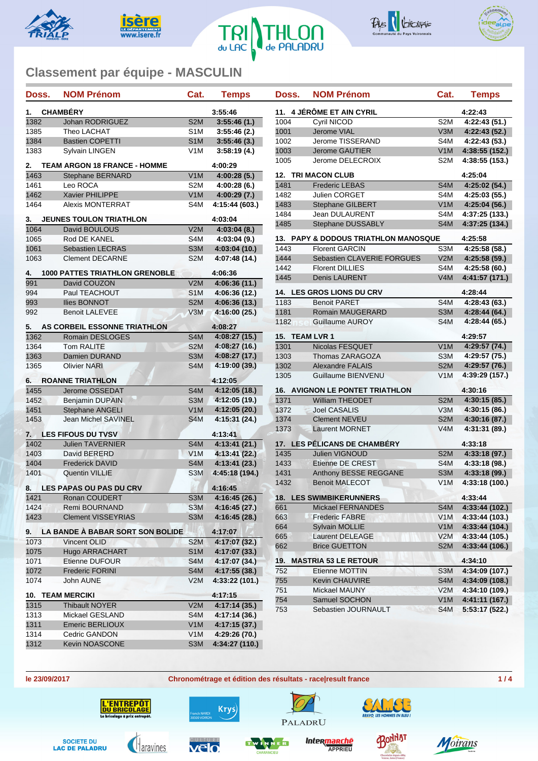# TRIATHLON du LAC de PALADRU

## Classement par équipe - MASCULIN

| Doss. | NOM Prénom | Cat. | Temps |
|---|---|---|---|
| **1.** | **CHAMBÉRY** | | **3:55:46** |
| 1382 | Johan RODRIGUEZ | S2M | 3:55:46 (1.) |
| 1385 | Theo LACHAT | S1M | 3:55:46 (2.) |
| 1384 | Bastien COPETTI | S1M | 3:55:46 (3.) |
| 1383 | Sylvain LINGEN | V1M | 3:58:19 (4.) |
| **2.** | **TEAM ARGON 18 FRANCE - HOMME** | | **4:00:29** |
| 1463 | Stephane BERNARD | V1M | 4:00:28 (5.) |
| 1461 | Leo ROCA | S2M | 4:00:28 (6.) |
| 1462 | Xavier PHILIPPE | V1M | 4:00:29 (7.) |
| 1464 | Alexis MONTERRAT | S4M | 4:15:44 (603.) |
| **3.** | **JEUNES TOULON TRIATHLON** | | **4:03:04** |
| 1064 | David BOULOUS | V2M | 4:03:04 (8.) |
| 1065 | Rod DE KANEL | S4M | 4:03:04 (9.) |
| 1061 | Sebastien LECRAS | S3M | 4:03:04 (10.) |
| 1063 | Clement DECARNE | S2M | 4:07:48 (14.) |
| **4.** | **1000 PATTES TRIATHLON GRENOBLE** | | **4:06:36** |
| 991 | David COUZON | V2M | 4:06:36 (11.) |
| 994 | Paul TEACHOUT | S1M | 4:06:36 (12.) |
| 993 | Ilies BONNOT | S2M | 4:06:36 (13.) |
| 992 | Benoit LALEVEE | V3M | 4:16:00 (25.) |
| **5.** | **AS CORBEIL ESSONNE TRIATHLON** | | **4:08:27** |
| 1362 | Romain DESLOGES | S4M | 4:08:27 (15.) |
| 1364 | Tom RALITE | S2M | 4:08:27 (16.) |
| 1363 | Damien DURAND | S3M | 4:08:27 (17.) |
| 1365 | Olivier NARI | S4M | 4:19:00 (39.) |
| **6.** | **ROANNE TRIATHLON** | | **4:12:05** |
| 1455 | Jerome OSSEDAT | S4M | 4:12:05 (18.) |
| 1452 | Benjamin DUPAIN | S3M | 4:12:05 (19.) |
| 1451 | Stephane ANGELI | V1M | 4:12:05 (20.) |
| 1453 | Jean Michel SAVINEL | S4M | 4:15:31 (24.) |
| **7.** | **LES FIFOUS DU TVSV** | | **4:13:41** |
| 1402 | Julien TAVERNIER | S4M | 4:13:41 (21.) |
| 1403 | David BERERD | V1M | 4:13:41 (22.) |
| 1404 | Frederick DAVID | S4M | 4:13:41 (23.) |
| 1401 | Quentin VILLIE | S3M | 4:45:18 (194.) |
| **8.** | **LES PAPAS OU PAS DU CRV** | | **4:16:45** |
| 1421 | Ronan COUDERT | S3M | 4:16:45 (26.) |
| 1424 | Remi BOURNAND | S3M | 4:16:45 (27.) |
| 1423 | Clement VISSEYRIAS | S3M | 4:16:45 (28.) |
| **9.** | **LA BANDE À BABAR SORT SON BOLIDE** | | **4:17:07** |
| 1073 | Vincent OLID | S2M | 4:17:07 (32.) |
| 1075 | Hugo ARRACHART | S1M | 4:17:07 (33.) |
| 1071 | Etienne DUFOUR | S4M | 4:17:07 (34.) |
| 1072 | Frederic FORINI | S4M | 4:17:55 (38.) |
| 1074 | John AUNE | V2M | 4:33:22 (101.) |
| **10.** | **TEAM MERCIKI** | | **4:17:15** |
| 1315 | Thibault NOYER | V2M | 4:17:14 (35.) |
| 1313 | Mickael GESLAND | S4M | 4:17:14 (36.) |
| 1311 | Emeric BERLIOUX | V1M | 4:17:15 (37.) |
| 1314 | Cedric GANDON | V1M | 4:29:26 (70.) |
| 1312 | Kevin NOASCONE | S3M | 4:34:27 (110.) |
| **11.** | **4 JÉRÔME ET AIN CYRIL** | | **4:22:43** |
| 1004 | Cyril NICOD | S2M | 4:22:43 (51.) |
| 1001 | Jerome VIAL | V3M | 4:22:43 (52.) |
| 1002 | Jerome TISSERAND | S4M | 4:22:43 (53.) |
| 1003 | Jerome GAUTIER | V1M | 4:38:55 (152.) |
| 1005 | Jerome DELECROIX | S2M | 4:38:55 (153.) |
| **12.** | **TRI MACON CLUB** | | **4:25:04** |
| 1481 | Frederic LEBAS | S4M | 4:25:02 (54.) |
| 1482 | Julien CORGET | S4M | 4:25:03 (55.) |
| 1483 | Stephane GILBERT | V1M | 4:25:04 (56.) |
| 1484 | Jean DULAURENT | S4M | 4:37:25 (133.) |
| 1485 | Stephane DUSSABLY | S4M | 4:37:25 (134.) |
| **13.** | **PAPY & DODOUS TRIATHLON MANOSQUE** | | **4:25:58** |
| 1443 | Florent GARCIN | S3M | 4:25:58 (58.) |
| 1444 | Sebastien CLAVERIE FORGUES | V2M | 4:25:58 (59.) |
| 1442 | Florent DILLIES | S4M | 4:25:58 (60.) |
| 1445 | Denis LAURENT | V4M | 4:41:57 (171.) |
| **14.** | **LES GROS LIONS DU CRV** | | **4:28:44** |
| 1183 | Benoit PARET | S4M | 4:28:43 (63.) |
| 1181 | Romain MAUGERARD | S3M | 4:28:44 (64.) |
| 1182 | Guillaume AUROY | S4M | 4:28:44 (65.) |
| **15.** | **TEAM LVR 1** | | **4:29:57** |
| 1301 | Nicolas FESQUET | V1M | 4:29:57 (74.) |
| 1303 | Thomas ZARAGOZA | S3M | 4:29:57 (75.) |
| 1302 | Alexandre FALAIS | S2M | 4:29:57 (76.) |
| 1305 | Guillaume BIENVENU | V1M | 4:39:29 (157.) |
| **16.** | **AVIGNON LE PONTET TRIATHLON** | | **4:30:16** |
| 1371 | William THEODET | S2M | 4:30:15 (85.) |
| 1372 | Joel CASALIS | V3M | 4:30:15 (86.) |
| 1374 | Clement NEVEU | S2M | 4:30:16 (87.) |
| 1373 | Laurent MORNET | V4M | 4:31:31 (89.) |
| **17.** | **LES PÉLICANS DE CHAMBÉRY** | | **4:33:18** |
| 1435 | Julien VIGNOUD | S2M | 4:33:18 (97.) |
| 1433 | Etienne DE CREST | S4M | 4:33:18 (98.) |
| 1431 | Anthony BESSE REGGANE | S3M | 4:33:18 (99.) |
| 1432 | Benoit MALECOT | V1M | 4:33:18 (100.) |
| **18.** | **LES SWIMBIKERUNNERS** | | **4:33:44** |
| 661 | Mickael FERNANDES | S4M | 4:33:44 (102.) |
| 663 | Frederic FABRE | V1M | 4:33:44 (103.) |
| 664 | Sylvain MOLLIE | V1M | 4:33:44 (104.) |
| 665 | Laurent DELEAGE | V2M | 4:33:44 (105.) |
| 662 | Brice GUETTON | S2M | 4:33:44 (106.) |
| **19.** | **MASTRIA 53 LE RETOUR** | | **4:34:10** |
| 752 | Etienne MOTTIN | S3M | 4:34:09 (107.) |
| 755 | Kevin CHAUVIRE | S4M | 4:34:09 (108.) |
| 751 | Mickael MAUNY | V2M | 4:34:10 (109.) |
| 754 | Samuel SOCHON | V1M | 4:41:11 (167.) |
| 753 | Sebastien JOURNAULT | S4M | 5:53:17 (522.) |

le 23/09/2017 — Chronométrage et édition des résultats - race|result france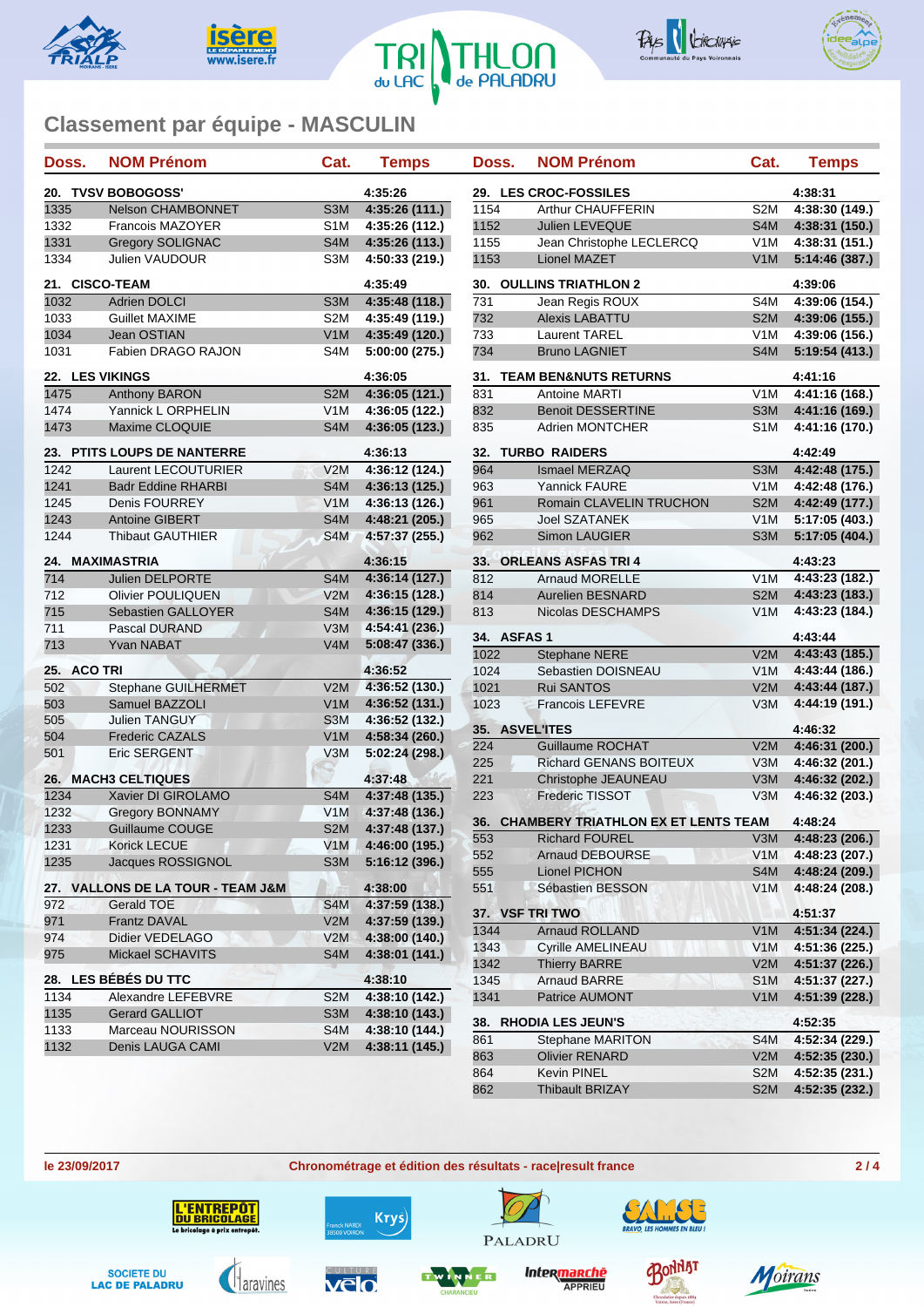## Classement par équipe - MASCULIN

| Doss. | NOM Prénom | Cat. | Temps |
|---|---|---|---|
| **20.** | **TVSV BOBOGOSS'** | | **4:35:26** |
| 1335 | Nelson CHAMBONNET | S3M | 4:35:26 (111.) |
| 1332 | Francois MAZOYER | S1M | 4:35:26 (112.) |
| 1331 | Gregory SOLIGNAC | S4M | 4:35:26 (113.) |
| 1334 | Julien VAUDOUR | S3M | 4:50:33 (219.) |
| **21.** | **CISCO-TEAM** | | **4:35:49** |
| 1032 | Adrien DOLCI | S3M | 4:35:48 (118.) |
| 1033 | Guillet MAXIME | S2M | 4:35:49 (119.) |
| 1034 | Jean OSTIAN | V1M | 4:35:49 (120.) |
| 1031 | Fabien DRAGO RAJON | S4M | 5:00:00 (275.) |
| **22.** | **LES VIKINGS** | | **4:36:05** |
| 1475 | Anthony BARON | S2M | 4:36:05 (121.) |
| 1474 | Yannick L ORPHELIN | V1M | 4:36:05 (122.) |
| 1473 | Maxime CLOQUIE | S4M | 4:36:05 (123.) |
| **23.** | **PTITS LOUPS DE NANTERRE** | | **4:36:13** |
| 1242 | Laurent LECOUTURIER | V2M | 4:36:12 (124.) |
| 1241 | Badr Eddine RHARBI | S4M | 4:36:13 (125.) |
| 1245 | Denis FOURREY | V1M | 4:36:13 (126.) |
| 1243 | Antoine GIBERT | S4M | 4:48:21 (205.) |
| 1244 | Thibaut GAUTHIER | S4M | 4:57:37 (255.) |
| **24.** | **MAXIMASTRIA** | | **4:36:15** |
| 714 | Julien DELPORTE | S4M | 4:36:14 (127.) |
| 712 | Olivier POUJOLIEUX | V2M | 4:36:15 (128.) |
| 715 | Sebastien GALLOYER | S4M | 4:36:15 (129.) |
| 711 | Pascal DURAND | V3M | 4:54:41 (236.) |
| 713 | Yvan NABAT | V4M | 5:08:47 (336.) |
| **25.** | **ACO TRI** | | **4:36:52** |
| 502 | Stephane GUILHERMET | V2M | 4:36:52 (130.) |
| 503 | Samuel BAZZOLI | V1M | 4:36:52 (131.) |
| 505 | Julien TANGUY | S3M | 4:36:52 (132.) |
| 504 | Frederic CAZALS | V1M | 4:58:34 (260.) |
| 501 | Eric SERGENT | V3M | 5:02:24 (298.) |
| **26.** | **MACH3 CELTIQUES** | | **4:37:48** |
| 1234 | Xavier DI GIROLAMO | S4M | 4:37:48 (135.) |
| 1232 | Gregory BONNAMY | V1M | 4:37:48 (136.) |
| 1233 | Guillaume COUGE | S2M | 4:37:48 (137.) |
| 1231 | Korick LECUE | V1M | 4:46:00 (195.) |
| 1235 | Jacques ROSSIGNOL | S3M | 5:16:12 (396.) |
| **27.** | **VALLONS DE LA TOUR - TEAM J&M** | | **4:38:00** |
| 972 | Gerald TOE | S4M | 4:37:59 (138.) |
| 971 | Frantz DAVAL | V2M | 4:37:59 (139.) |
| 974 | Didier VEDELAGO | V2M | 4:38:00 (140.) |
| 975 | Mickael SCHAVITS | S4M | 4:38:01 (141.) |
| **28.** | **LES BÉBÉS DU TTC** | | **4:38:10** |
| 1134 | Alexandre LEFEBVRE | S2M | 4:38:10 (142.) |
| 1135 | Gerard GALLIOT | S3M | 4:38:10 (143.) |
| 1133 | Marceau NOURISSON | S4M | 4:38:10 (144.) |
| 1132 | Denis LAUGA CAMI | V2M | 4:38:11 (145.) |
| **29.** | **LES CROC-FOSSILES** | | **4:38:31** |
| 1154 | Arthur CHAUFFERIN | S2M | 4:38:30 (149.) |
| 1152 | Julien LEVEQUE | S4M | 4:38:31 (150.) |
| 1155 | Jean Christophe LECLERCQ | V1M | 4:38:31 (151.) |
| 1153 | Lionel MAZET | V1M | 5:14:46 (387.) |
| **30.** | **OULLINS TRIATHLON 2** | | **4:39:06** |
| 731 | Jean Regis ROUX | S4M | 4:39:06 (154.) |
| 732 | Alexis LABATTU | S2M | 4:39:06 (155.) |
| 733 | Laurent TAREL | V1M | 4:39:06 (156.) |
| 734 | Bruno LAGNIET | S4M | 5:19:54 (413.) |
| **31.** | **TEAM BEN&NUTS RETURNS** | | **4:41:16** |
| 831 | Antoine MARTI | V1M | 4:41:16 (168.) |
| 832 | Benoit DESSERTINE | S3M | 4:41:16 (169.) |
| 835 | Adrien MONTCHER | S1M | 4:41:16 (170.) |
| **32.** | **TURBO RAIDERS** | | **4:42:49** |
| 964 | Ismael MERZAQ | S3M | 4:42:48 (175.) |
| 963 | Yannick FAURE | V1M | 4:42:48 (176.) |
| 961 | Romain CLAVELIN TRUCHON | S2M | 4:42:49 (177.) |
| 965 | Joel SZATANEK | V1M | 5:17:05 (403.) |
| 962 | Simon LAUGIER | S3M | 5:17:05 (404.) |
| **33.** | **ORLEANS ASFAS TRI 4** | | **4:43:23** |
| 812 | Arnaud MORELLE | V1M | 4:43:23 (182.) |
| 814 | Aurelien BESNARD | S2M | 4:43:23 (183.) |
| 813 | Nicolas DESCHAMPS | V1M | 4:43:23 (184.) |
| **34.** | **ASFAS 1** | | **4:43:44** |
| 1022 | Stephane NERE | V2M | 4:43:43 (185.) |
| 1024 | Sebastien DOISNEAU | V1M | 4:43:44 (186.) |
| 1021 | Rui SANTOS | V2M | 4:43:44 (187.) |
| 1023 | Francois LEFEVRE | V3M | 4:44:19 (191.) |
| **35.** | **ASVEL'ITES** | | **4:46:32** |
| 224 | Guillaume ROCHAT | V2M | 4:46:31 (200.) |
| 225 | Richard GENANS BOITEUX | V3M | 4:46:32 (201.) |
| 221 | Christophe JEAUNEAU | V3M | 4:46:32 (202.) |
| 223 | Frederic TISSOT | V3M | 4:46:32 (203.) |
| **36.** | **CHAMBERY TRIATHLON EX ET LENTS TEAM** | | **4:48:24** |
| 553 | Richard FOUREL | V3M | 4:48:23 (206.) |
| 552 | Arnaud DEBOURSE | V1M | 4:48:23 (207.) |
| 555 | Lionel PICHON | S4M | 4:48:24 (209.) |
| 551 | Sébastien BESSON | V1M | 4:48:24 (208.) |
| **37.** | **VSF TRI TWO** | | **4:51:37** |
| 1344 | Arnaud ROLLAND | V1M | 4:51:34 (224.) |
| 1343 | Cyrille AMELINEAU | V1M | 4:51:36 (225.) |
| 1342 | Thierry BARRE | V2M | 4:51:37 (226.) |
| 1345 | Arnaud BARRE | S1M | 4:51:37 (227.) |
| 1341 | Patrice AUMONT | V1M | 4:51:39 (228.) |
| **38.** | **RHODIA LES JEUN'S** | | **4:52:35** |
| 861 | Stephane MARITON | S4M | 4:52:34 (229.) |
| 863 | Olivier RENARD | V2M | 4:52:35 (230.) |
| 864 | Kevin PINEL | S2M | 4:52:35 (231.) |
| 862 | Thibault BRIZAY | S2M | 4:52:35 (232.) |

le 23/09/2017 — Chronométrage et édition des résultats - race|result france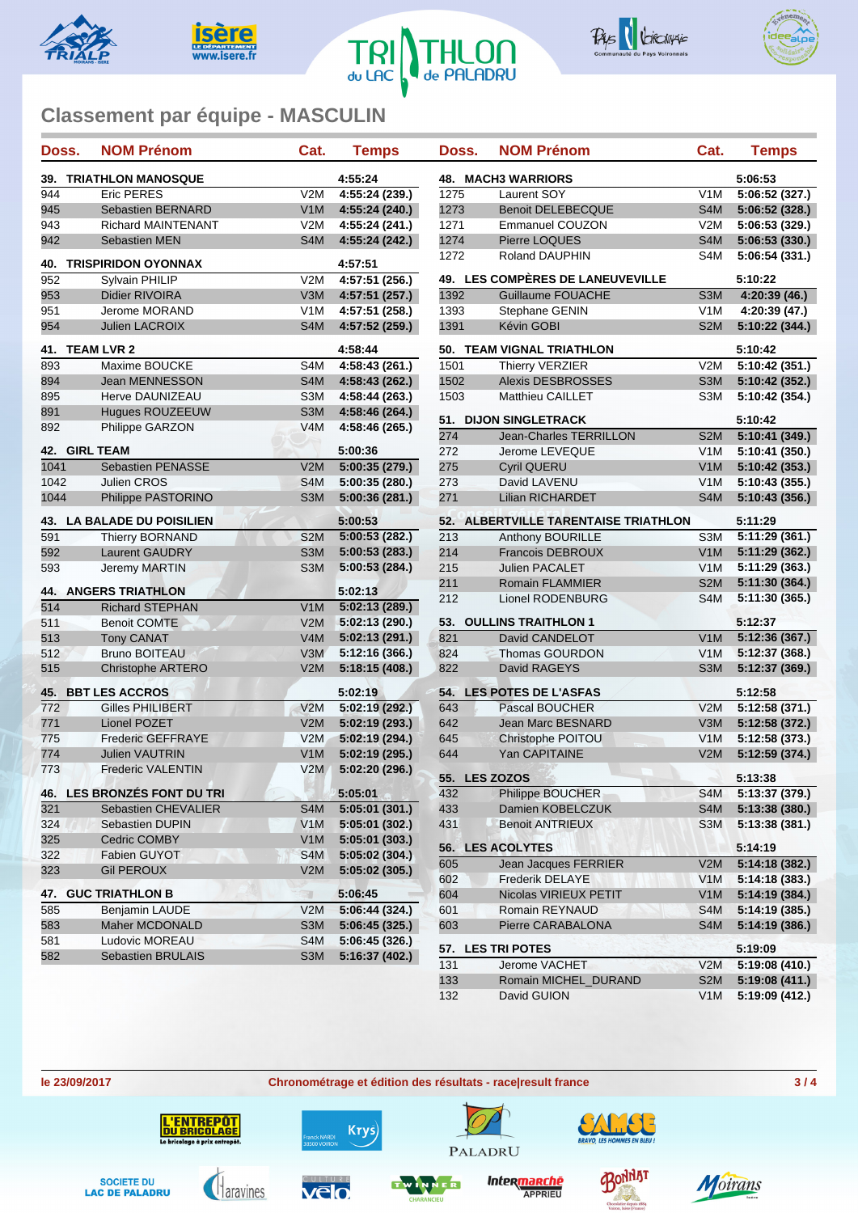## Classement par équipe - MASCULIN

| Doss. | NOM Prénom | Cat. | Temps |
|---|---|---|---|
| **39.** | **TRIATHLON MANOSQUE** | | **4:55:24** |
| 944 | Eric PERES | V2M | 4:55:24 (239.) |
| 945 | Sebastien BERNARD | V1M | 4:55:24 (240.) |
| 943 | Richard MAINTENANT | V2M | 4:55:24 (241.) |
| 942 | Sebastien MEN | S4M | 4:55:24 (242.) |
| **40.** | **TRISPIRIDON OYONNAX** | | **4:57:51** |
| 952 | Sylvain PHILIP | V2M | 4:57:51 (256.) |
| 953 | Didier RIVOIRA | V3M | 4:57:51 (257.) |
| 951 | Jerome MORAND | V1M | 4:57:51 (258.) |
| 954 | Julien LACROIX | S4M | 4:57:52 (259.) |
| **41.** | **TEAM LVR 2** | | **4:58:44** |
| 893 | Maxime BOUCKE | S4M | 4:58:43 (261.) |
| 894 | Jean MENNESSON | S4M | 4:58:43 (262.) |
| 895 | Herve DAUNIZEAU | S3M | 4:58:44 (263.) |
| 891 | Hugues ROUZEEUW | S3M | 4:58:46 (264.) |
| 892 | Philippe GARZON | V4M | 4:58:46 (265.) |
| **42.** | **GIRL TEAM** | | **5:00:36** |
| 1041 | Sebastien PENASSE | V2M | 5:00:35 (279.) |
| 1042 | Julien CROS | S4M | 5:00:35 (280.) |
| 1044 | Philippe PASTORINO | S3M | 5:00:36 (281.) |
| **43.** | **LA BALADE DU POISILIEN** | | **5:00:53** |
| 591 | Thierry BORNAND | S2M | 5:00:53 (282.) |
| 592 | Laurent GAUDRY | S3M | 5:00:53 (283.) |
| 593 | Jeremy MARTIN | S3M | 5:00:53 (284.) |
| **44.** | **ANGERS TRIATHLON** | | **5:02:13** |
| 514 | Richard STEPHAN | V1M | 5:02:13 (289.) |
| 511 | Benoit COMTE | V2M | 5:02:13 (290.) |
| 513 | Tony CANAT | V4M | 5:02:13 (291.) |
| 512 | Bruno BOITEAU | V3M | 5:12:16 (366.) |
| 515 | Christophe ARTERO | V2M | 5:18:15 (408.) |
| **45.** | **BBT LES ACCROS** | | **5:02:19** |
| 772 | Gilles PHILIBERT | V2M | 5:02:19 (292.) |
| 771 | Lionel POZET | V2M | 5:02:19 (293.) |
| 775 | Frederic GEFFRAYE | V2M | 5:02:19 (294.) |
| 774 | Julien VAUTRIN | V1M | 5:02:19 (295.) |
| 773 | Frederic VALENTIN | V2M | 5:02:20 (296.) |
| **46.** | **LES BRONZÉS FONT DU TRI** | | **5:05:01** |
| 321 | Sebastien CHEVALIER | S4M | 5:05:01 (301.) |
| 324 | Sebastien DUPIN | V1M | 5:05:01 (302.) |
| 325 | Cedric COMBY | V1M | 5:05:01 (303.) |
| 322 | Fabien GUYOT | S4M | 5:05:02 (304.) |
| 323 | Gil PEROUX | V2M | 5:05:02 (305.) |
| **47.** | **GUC TRIATHLON B** | | **5:06:45** |
| 585 | Benjamin LAUDE | V2M | 5:06:44 (324.) |
| 583 | Maher MCDONALD | S3M | 5:06:45 (325.) |
| 581 | Ludovic MOREAU | S4M | 5:06:45 (326.) |
| 582 | Sebastien BRULAIS | S3M | 5:16:37 (402.) |
| **48.** | **MACH3 WARRIORS** | | **5:06:53** |
| 1275 | Laurent SOY | V1M | 5:06:52 (327.) |
| 1273 | Benoit DELEBECQUE | S4M | 5:06:52 (328.) |
| 1271 | Emmanuel COUZON | V2M | 5:06:53 (329.) |
| 1274 | Pierre LOQUES | S4M | 5:06:53 (330.) |
| 1272 | Roland DAUPHIN | S4M | 5:06:54 (331.) |
| **49.** | **LES COMPÈRES DE LANEUVEVILLE** | | **5:10:22** |
| 1392 | Guillaume FOUACHE | S3M | 4:20:39 (46.) |
| 1393 | Stephane GENIN | V1M | 4:20:39 (47.) |
| 1391 | Kévin GOBI | S2M | 5:10:22 (344.) |
| **50.** | **TEAM VIGNAL TRIATHLON** | | **5:10:42** |
| 1501 | Thierry VERZIER | V2M | 5:10:42 (351.) |
| 1502 | Alexis DESBROSSES | S3M | 5:10:42 (352.) |
| 1503 | Matthieu CAILLET | S3M | 5:10:42 (354.) |
| **51.** | **DIJON SINGLETRACK** | | **5:10:42** |
| 274 | Jean-Charles TERRILLON | S2M | 5:10:41 (349.) |
| 272 | Jerome LEVEQUE | V1M | 5:10:41 (350.) |
| 275 | Cyril QUERU | V1M | 5:10:42 (353.) |
| 273 | David LAVENU | V1M | 5:10:43 (355.) |
| 271 | Lilian RICHARDET | S4M | 5:10:43 (356.) |
| **52.** | **ALBERTVILLE TARENTAISE TRIATHLON** | | **5:11:29** |
| 213 | Anthony BOURILLE | S3M | 5:11:29 (361.) |
| 214 | Francois DEBROUX | V1M | 5:11:29 (362.) |
| 215 | Julien PACALET | V1M | 5:11:29 (363.) |
| 211 | Romain FLAMMIER | S2M | 5:11:30 (364.) |
| 212 | Lionel RODENBURG | S4M | 5:11:30 (365.) |
| **53.** | **OULLINS TRAITHLON 1** | | **5:12:37** |
| 821 | David CANDELOT | V1M | 5:12:36 (367.) |
| 824 | Thomas GOURDON | V1M | 5:12:37 (368.) |
| 822 | David RAGEYS | S3M | 5:12:37 (369.) |
| **54.** | **LES POTES DE L'ASFAS** | | **5:12:58** |
| 643 | Pascal BOUCHER | V2M | 5:12:58 (371.) |
| 642 | Jean Marc BESNARD | V3M | 5:12:58 (372.) |
| 645 | Christophe POITOU | V1M | 5:12:58 (373.) |
| 644 | Yan CAPITAINE | V2M | 5:12:59 (374.) |
| **55.** | **LES ZOZOS** | | **5:13:38** |
| 432 | Philippe BOUCHER | S4M | 5:13:37 (379.) |
| 433 | Damien KOBELCZUK | S4M | 5:13:38 (380.) |
| 431 | Benoit ANTRIEUX | S3M | 5:13:38 (381.) |
| **56.** | **LES ACOLYTES** | | **5:14:19** |
| 605 | Jean Jacques FERRIER | V2M | 5:14:18 (382.) |
| 602 | Frederik DELAYE | V1M | 5:14:18 (383.) |
| 604 | Nicolas VIRIEUX PETIT | V1M | 5:14:19 (384.) |
| 601 | Romain REYNAUD | S4M | 5:14:19 (385.) |
| 603 | Pierre CARABALONA | S4M | 5:14:19 (386.) |
| **57.** | **LES TRI POTES** | | **5:19:09** |
| 131 | Jerome VACHET | V2M | 5:19:08 (410.) |
| 133 | Romain MICHEL_DURAND | S2M | 5:19:08 (411.) |
| 132 | David GUION | V1M | 5:19:09 (412.) |

le 23/09/2017 — Chronométrage et édition des résultats - race|result france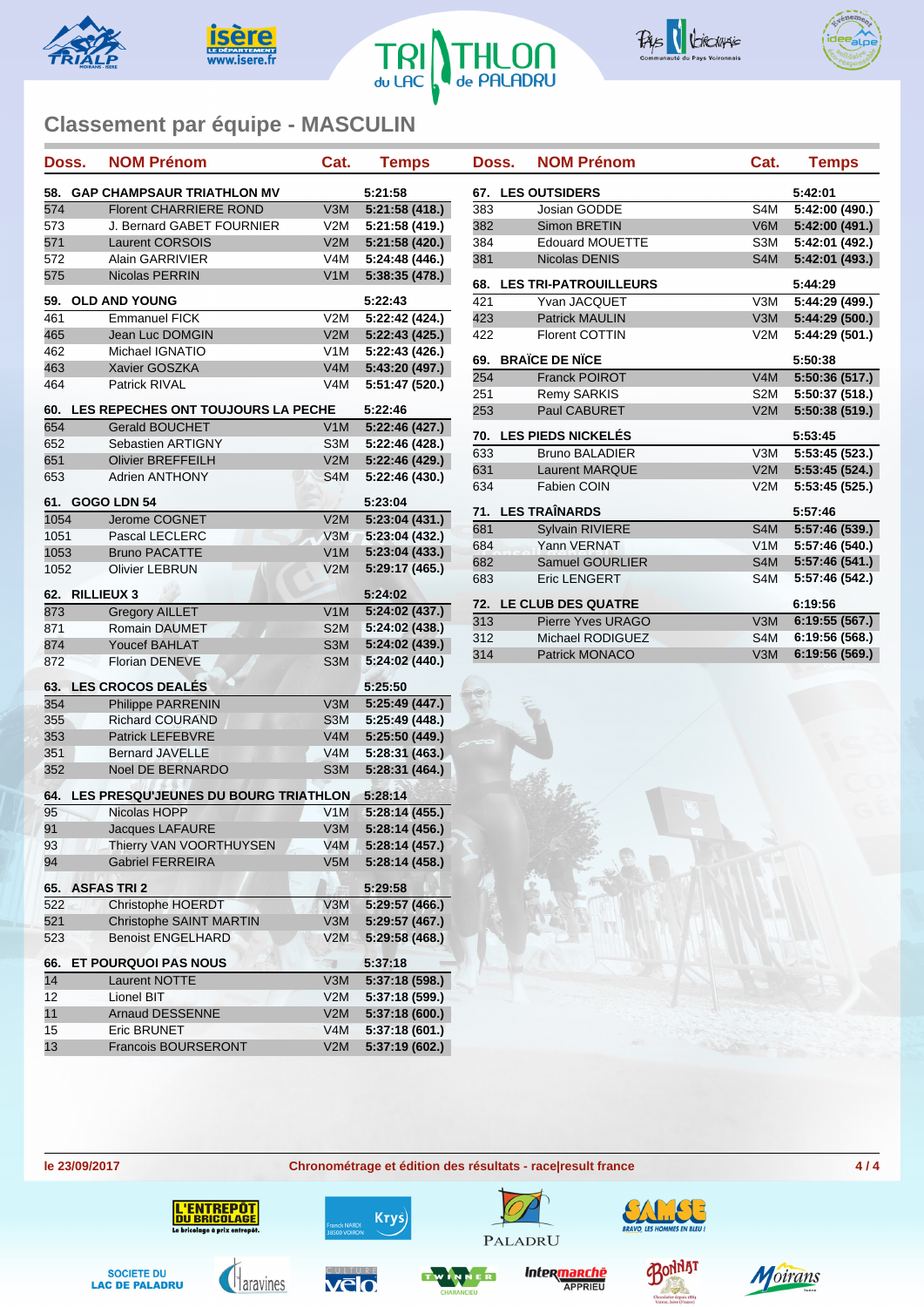## Classement par équipe - MASCULIN

| Doss. | NOM Prénom | Cat. | Temps |
|---|---|---|---|
| **58.** | **GAP CHAMPSAUR TRIATHLON MV** | | **5:21:58** |
| 574 | Florent CHARRIERE ROND | V3M | **5:21:58 (418.)** |
| 573 | J. Bernard GABET FOURNIER | V2M | **5:21:58 (419.)** |
| 571 | Laurent CORSOIS | V2M | **5:21:58 (420.)** |
| 572 | Alain GARRIVIER | V4M | **5:24:48 (446.)** |
| 575 | Nicolas PERRIN | V1M | **5:38:35 (478.)** |
| **59.** | **OLD AND YOUNG** | | **5:22:43** |
| 461 | Emmanuel FICK | V2M | **5:22:42 (424.)** |
| 465 | Jean Luc DOMGIN | V2M | **5:22:43 (425.)** |
| 462 | Michael IGNATIO | V1M | **5:22:43 (426.)** |
| 463 | Xavier GOSZKA | V4M | **5:43:20 (497.)** |
| 464 | Patrick RIVAL | V4M | **5:51:47 (520.)** |
| **60.** | **LES REPECHES ONT TOUJOURS LA PECHE** | | **5:22:46** |
| 654 | Gerald BOUCHET | V1M | **5:22:46 (427.)** |
| 652 | Sebastien ARTIGNY | S3M | **5:22:46 (428.)** |
| 651 | Olivier BREFFEILH | V2M | **5:22:46 (429.)** |
| 653 | Adrien ANTHONY | S4M | **5:22:46 (430.)** |
| **61.** | **GOGO LDN 54** | | **5:23:04** |
| 1054 | Jerome COGNET | V2M | **5:23:04 (431.)** |
| 1051 | Pascal LECLERC | V3M | **5:23:04 (432.)** |
| 1053 | Bruno PACATTE | V1M | **5:23:04 (433.)** |
| 1052 | Olivier LEBRUN | V2M | **5:29:17 (465.)** |
| **62.** | **RILLIEUX 3** | | **5:24:02** |
| 873 | Gregory AILLET | V1M | **5:24:02 (437.)** |
| 871 | Romain DAUMET | S2M | **5:24:02 (438.)** |
| 874 | Youcef BAHLAT | S3M | **5:24:02 (439.)** |
| 872 | Florian DENEVE | S3M | **5:24:02 (440.)** |
| **63.** | **LES CROCOS DEALES** | | **5:25:50** |
| 354 | Philippe PARRENIN | V3M | **5:25:49 (447.)** |
| 355 | Richard COURAND | S3M | **5:25:49 (448.)** |
| 353 | Patrick LEFEBVRE | V4M | **5:25:50 (449.)** |
| 351 | Bernard JAVELLE | V4M | **5:28:31 (463.)** |
| 352 | Noel DE BERNARDO | S3M | **5:28:31 (464.)** |
| **64.** | **LES PRESQU'JEUNES DU BOURG TRIATHLON** | | **5:28:14** |
| 95 | Nicolas HOPP | V1M | **5:28:14 (455.)** |
| 91 | Jacques LAFAURE | V3M | **5:28:14 (456.)** |
| 93 | Thierry VAN VOORTHUYSEN | V4M | **5:28:14 (457.)** |
| 94 | Gabriel FERREIRA | V5M | **5:28:14 (458.)** |
| **65.** | **ASFAS TRI 2** | | **5:29:58** |
| 522 | Christophe HOERDT | V3M | **5:29:57 (466.)** |
| 521 | Christophe SAINT MARTIN | V3M | **5:29:57 (467.)** |
| 523 | Benoist ENGELHARD | V2M | **5:29:58 (468.)** |
| **66.** | **ET POURQUOI PAS NOUS** | | **5:37:18** |
| 14 | Laurent NOTTE | V3M | **5:37:18 (598.)** |
| 12 | Lionel BIT | V2M | **5:37:18 (599.)** |
| 11 | Arnaud DESSENNE | V2M | **5:37:18 (600.)** |
| 15 | Eric BRUNET | V4M | **5:37:18 (601.)** |
| 13 | Francois BOURSERONT | V2M | **5:37:19 (602.)** |
| **67.** | **LES OUTSIDERS** | | **5:42:01** |
| 383 | Josian GODDE | S4M | **5:42:00 (490.)** |
| 382 | Simon BRETIN | V6M | **5:42:00 (491.)** |
| 384 | Edouard MOUETTE | S3M | **5:42:01 (492.)** |
| 381 | Nicolas DENIS | S4M | **5:42:01 (493.)** |
| **68.** | **LES TRI-PATROUILLEURS** | | **5:44:29** |
| 421 | Yvan JACQUET | V3M | **5:44:29 (499.)** |
| 423 | Patrick MAULIN | V3M | **5:44:29 (500.)** |
| 422 | Florent COTTIN | V2M | **5:44:29 (501.)** |
| **69.** | **BRAÏCE DE NÏCE** | | **5:50:38** |
| 254 | Franck POIROT | V4M | **5:50:36 (517.)** |
| 251 | Remy SARKIS | S2M | **5:50:37 (518.)** |
| 253 | Paul CABURET | V2M | **5:50:38 (519.)** |
| **70.** | **LES PIEDS NICKELÉS** | | **5:53:45** |
| 633 | Bruno BALADIER | V3M | **5:53:45 (523.)** |
| 631 | Laurent MARQUE | V2M | **5:53:45 (524.)** |
| 634 | Fabien COIN | V2M | **5:53:45 (525.)** |
| **71.** | **LES TRAÎNARDS** | | **5:57:46** |
| 681 | Sylvain RIVIERE | S4M | **5:57:46 (539.)** |
| 684 | Yann VERNAT | V1M | **5:57:46 (540.)** |
| 682 | Samuel GOURLIER | S4M | **5:57:46 (541.)** |
| 683 | Eric LENGERT | S4M | **5:57:46 (542.)** |
| **72.** | **LE CLUB DES QUATRE** | | **6:19:56** |
| 313 | Pierre Yves URAGO | V3M | **6:19:55 (567.)** |
| 312 | Michael RODIGUEZ | S4M | **6:19:56 (568.)** |
| 314 | Patrick MONACO | V3M | **6:19:56 (569.)** |

le 23/09/2017 — Chronométrage et édition des résultats - race|result france